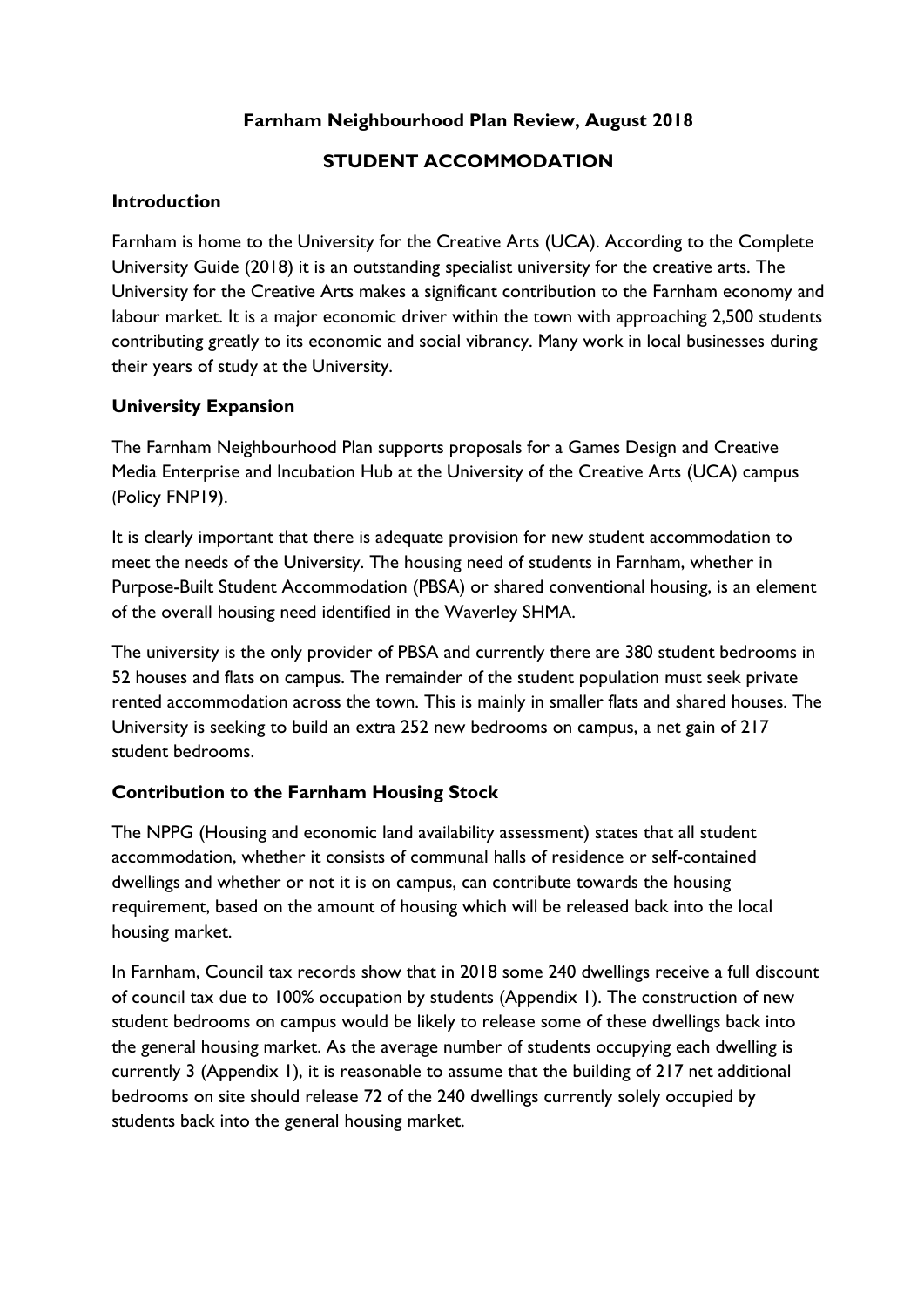**Farnham Neighbourhood Plan Review, August 2018**

# STUDENT ACCOMMODATION

## Introduction

Farnham is home to the University for the Creative Arts (UCA). According to the Complete University Guide (2018) it is an outstanding specialist university for the creative arts. The University for the Creative Arts makes a significant contribution to the Farnham economy and labour market. It is a major economic driver within the town with approaching 2,500 students contributing greatly to its economic and social vibrancy. Many work in local businesses during their years of study at the University.

## University Expansion

The Farnham Neighbourhood Plan supports proposals for a Games Design and Creative Media Enterprise and Incubation Hub at the University of the Creative Arts (UCA) campus (Policy FNP19).

It is clearly important that there is adequate provision for new student accommodation to meet the needs of the University. The housing need of students in Farnham, whether in Purpose-Built Student Accommodation (PBSA) or shared conventional housing, is an element of the overall housing need identified in the Waverley SHMA.

The university is the only provider of PBSA and currently there are 380 student bedrooms in 52 houses and flats on campus. The remainder of the student population must seek private rented accommodation across the town. This is mainly in smaller flats and shared houses. The University is seeking to build an extra 252 new bedrooms on campus, a net gain of 217 student bedrooms.

## Contribution to the Farnham Housing Stock

The NPPG (Housing and economic land availability assessment) states that all student accommodation, whether it consists of communal halls of residence or self-contained dwellings and whether or not it is on campus, can contribute towards the housing requirement, based on the amount of housing which will be released back into the local housing market.

In Farnham, Council tax records show that in 2018 some 240 dwellings receive a full discount of council tax due to 100% occupation by students (Appendix 1). The construction of new student bedrooms on campus would be likely to release some of these dwellings back into the general housing market. As the average number of students occupying each dwelling is currently 3 (Appendix 1), it is reasonable to assume that the building of 217 net additional bedrooms on site should release 72 of the 240 dwellings currently solely occupied by students back into the general housing market.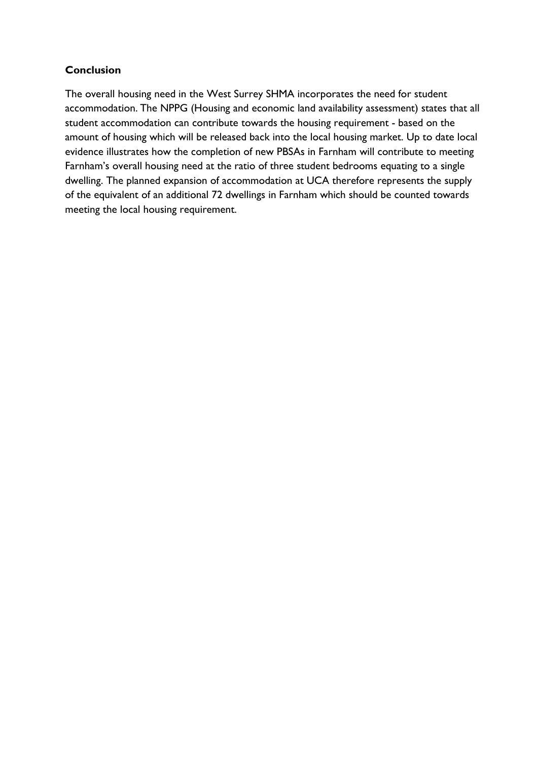## Conclusion

The overall housing need in the West Surrey SHMA incorporates the need for student accommodation. The NPPG (Housing and economic land availability assessment) states that all student accommodation can contribute towards the housing requirement - based on the amount of housing which will be released back into the local housing market. Up to date local evidence illustrates how the completion of new PBSAs in Farnham will contribute to meeting Farnham's overall housing need at the ratio of three student bedrooms equating to a single dwelling. The planned expansion of accommodation at UCA therefore represents the supply of the equivalent of an additional 72 dwellings in Farnham which should be counted towards meeting the local housing requirement.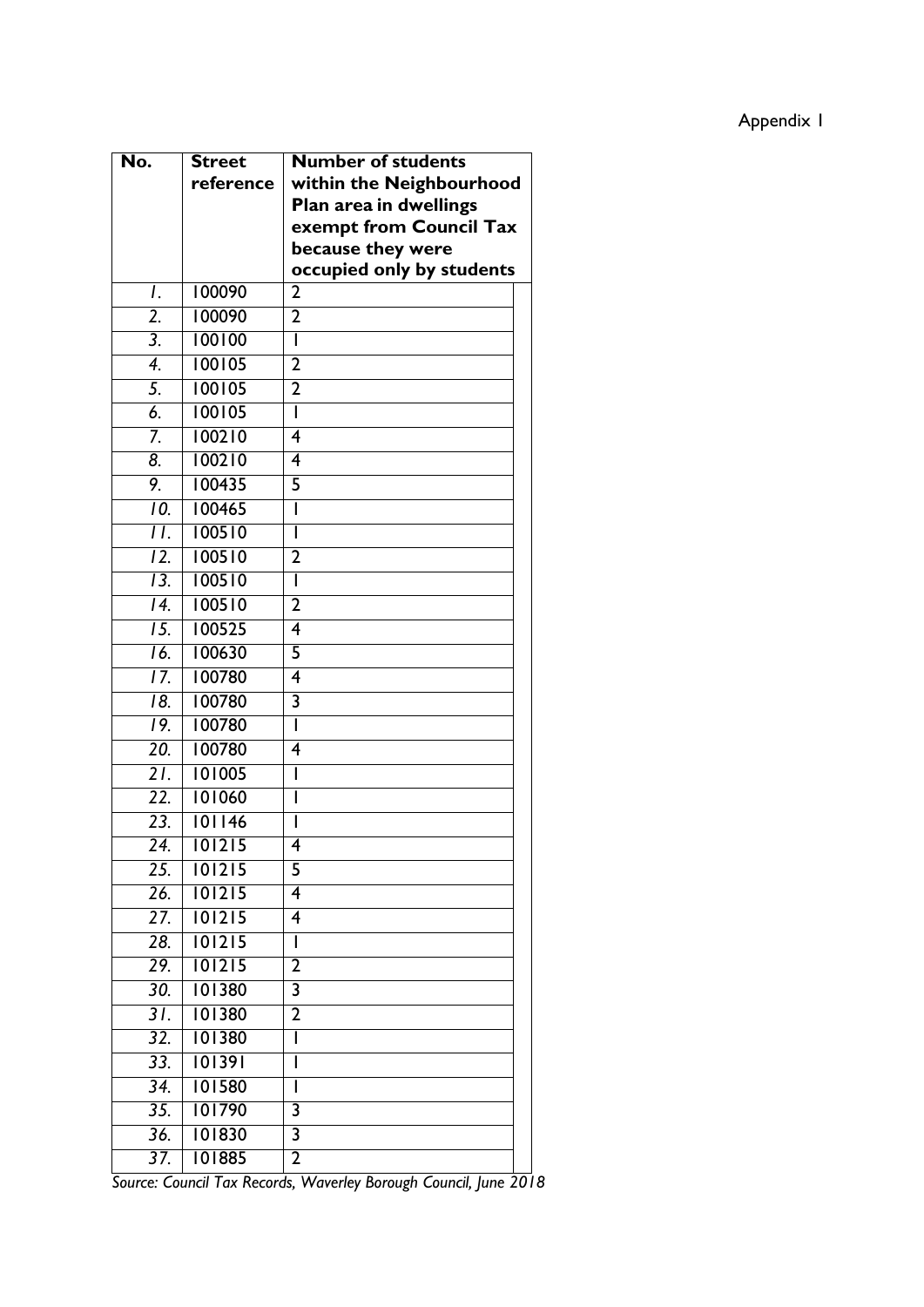Appendix 1

| No. | Street reference | Number of students within the Neighbourhood Plan area in dwellings exempt from Council Tax because they were occupied only by students |
|---|---|---|
| *1.* | 100090 | 2 |
| *2.* | 100090 | 2 |
| *3.* | 100100 | 1 |
| *4.* | 100105 | 2 |
| *5.* | 100105 | 2 |
| *6.* | 100105 | 1 |
| *7.* | 100210 | 4 |
| *8.* | 100210 | 4 |
| *9.* | 100435 | 5 |
| *10.* | 100465 | 1 |
| *11.* | 100510 | 1 |
| *12.* | 100510 | 2 |
| *13.* | 100510 | 1 |
| *14.* | 100510 | 2 |
| *15.* | 100525 | 4 |
| *16.* | 100630 | 5 |
| *17.* | 100780 | 4 |
| *18.* | 100780 | 3 |
| *19.* | 100780 | 1 |
| *20.* | 100780 | 4 |
| *21.* | 101005 | 1 |
| *22.* | 101060 | 1 |
| *23.* | 101146 | 1 |
| *24.* | 101215 | 4 |
| *25.* | 101215 | 5 |
| *26.* | 101215 | 4 |
| *27.* | 101215 | 4 |
| *28.* | 101215 | 1 |
| *29.* | 101215 | 2 |
| *30.* | 101380 | 3 |
| *31.* | 101380 | 2 |
| *32.* | 101380 | 1 |
| *33.* | 101391 | 1 |
| *34.* | 101580 | 1 |
| *35.* | 101790 | 3 |
| *36.* | 101830 | 3 |
| *37.* | 101885 | 2 |

*Source: Council Tax Records, Waverley Borough Council, June 2018*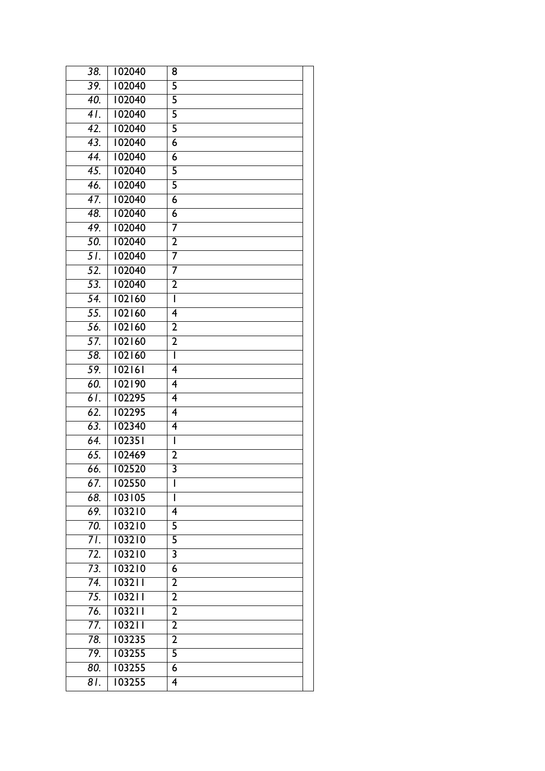| | | | |
|---|---|---|---|
| 38. | 102040 | 8 | |
| 39. | 102040 | 5 | |
| 40. | 102040 | 5 | |
| 41. | 102040 | 5 | |
| 42. | 102040 | 5 | |
| 43. | 102040 | 6 | |
| 44. | 102040 | 6 | |
| 45. | 102040 | 5 | |
| 46. | 102040 | 5 | |
| 47. | 102040 | 6 | |
| 48. | 102040 | 6 | |
| 49. | 102040 | 7 | |
| 50. | 102040 | 2 | |
| 51. | 102040 | 7 | |
| 52. | 102040 | 7 | |
| 53. | 102040 | 2 | |
| 54. | 102160 | 1 | |
| 55. | 102160 | 4 | |
| 56. | 102160 | 2 | |
| 57. | 102160 | 2 | |
| 58. | 102160 | 1 | |
| 59. | 102161 | 4 | |
| 60. | 102190 | 4 | |
| 61. | 102295 | 4 | |
| 62. | 102295 | 4 | |
| 63. | 102340 | 4 | |
| 64. | 102351 | 1 | |
| 65. | 102469 | 2 | |
| 66. | 102520 | 3 | |
| 67. | 102550 | 1 | |
| 68. | 103105 | 1 | |
| 69. | 103210 | 4 | |
| 70. | 103210 | 5 | |
| 71. | 103210 | 5 | |
| 72. | 103210 | 3 | |
| 73. | 103210 | 6 | |
| 74. | 103211 | 2 | |
| 75. | 103211 | 2 | |
| 76. | 103211 | 2 | |
| 77. | 103211 | 2 | |
| 78. | 103235 | 2 | |
| 79. | 103255 | 5 | |
| 80. | 103255 | 6 | |
| 81. | 103255 | 4 | |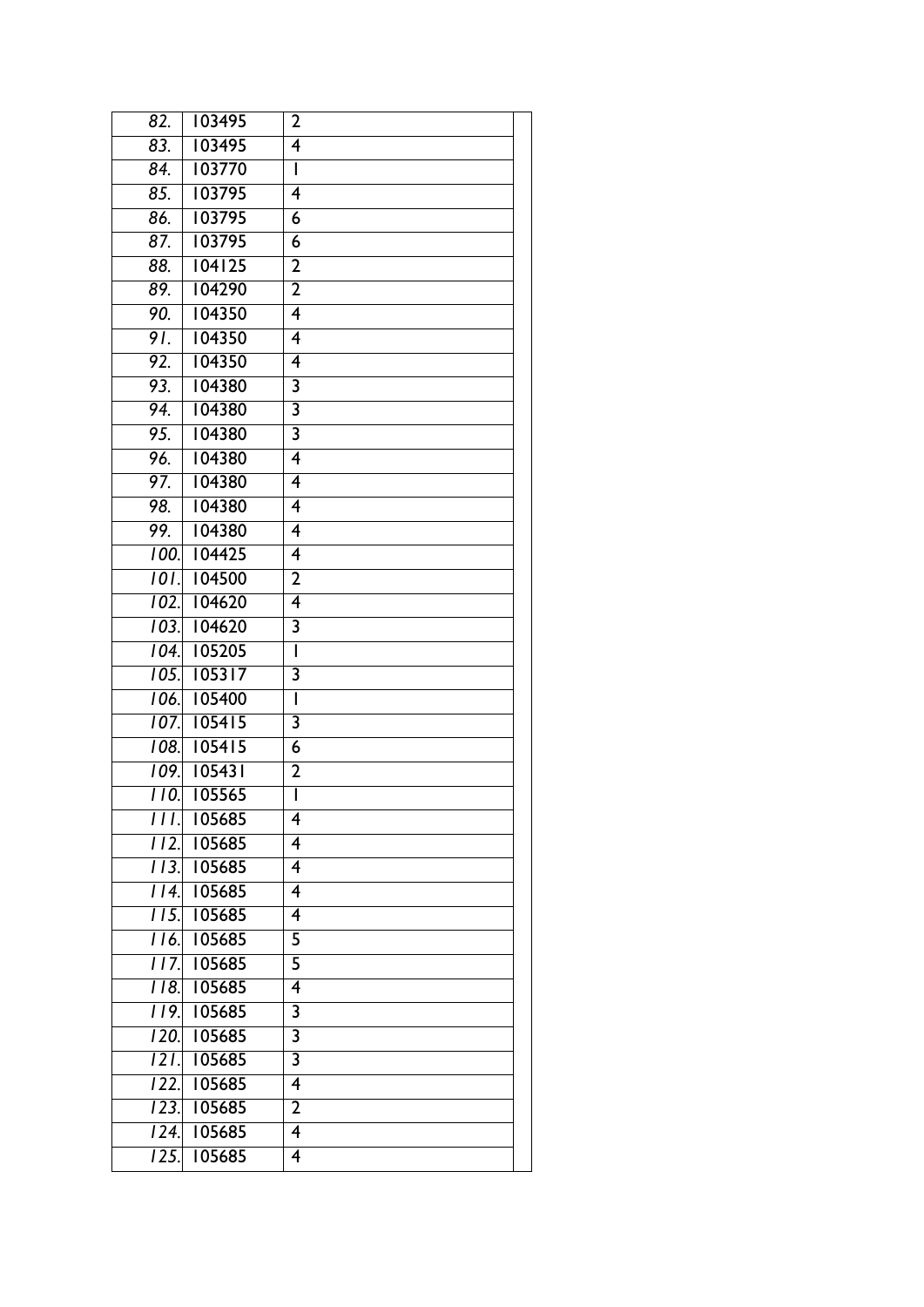| 82. | 103495 | 2 | |
|---|---|---|---|
| 83. | 103495 | 4 | |
| 84. | 103770 | 1 | |
| 85. | 103795 | 4 | |
| 86. | 103795 | 6 | |
| 87. | 103795 | 6 | |
| 88. | 104125 | 2 | |
| 89. | 104290 | 2 | |
| 90. | 104350 | 4 | |
| 91. | 104350 | 4 | |
| 92. | 104350 | 4 | |
| 93. | 104380 | 3 | |
| 94. | 104380 | 3 | |
| 95. | 104380 | 3 | |
| 96. | 104380 | 4 | |
| 97. | 104380 | 4 | |
| 98. | 104380 | 4 | |
| 99. | 104380 | 4 | |
| 100. | 104425 | 4 | |
| 101. | 104500 | 2 | |
| 102. | 104620 | 4 | |
| 103. | 104620 | 3 | |
| 104. | 105205 | 1 | |
| 105. | 105317 | 3 | |
| 106. | 105400 | 1 | |
| 107. | 105415 | 3 | |
| 108. | 105415 | 6 | |
| 109. | 105431 | 2 | |
| 110. | 105565 | 1 | |
| 111. | 105685 | 4 | |
| 112. | 105685 | 4 | |
| 113. | 105685 | 4 | |
| 114. | 105685 | 4 | |
| 115. | 105685 | 4 | |
| 116. | 105685 | 5 | |
| 117. | 105685 | 5 | |
| 118. | 105685 | 4 | |
| 119. | 105685 | 3 | |
| 120. | 105685 | 3 | |
| 121. | 105685 | 3 | |
| 122. | 105685 | 4 | |
| 123. | 105685 | 2 | |
| 124. | 105685 | 4 | |
| 125. | 105685 | 4 | |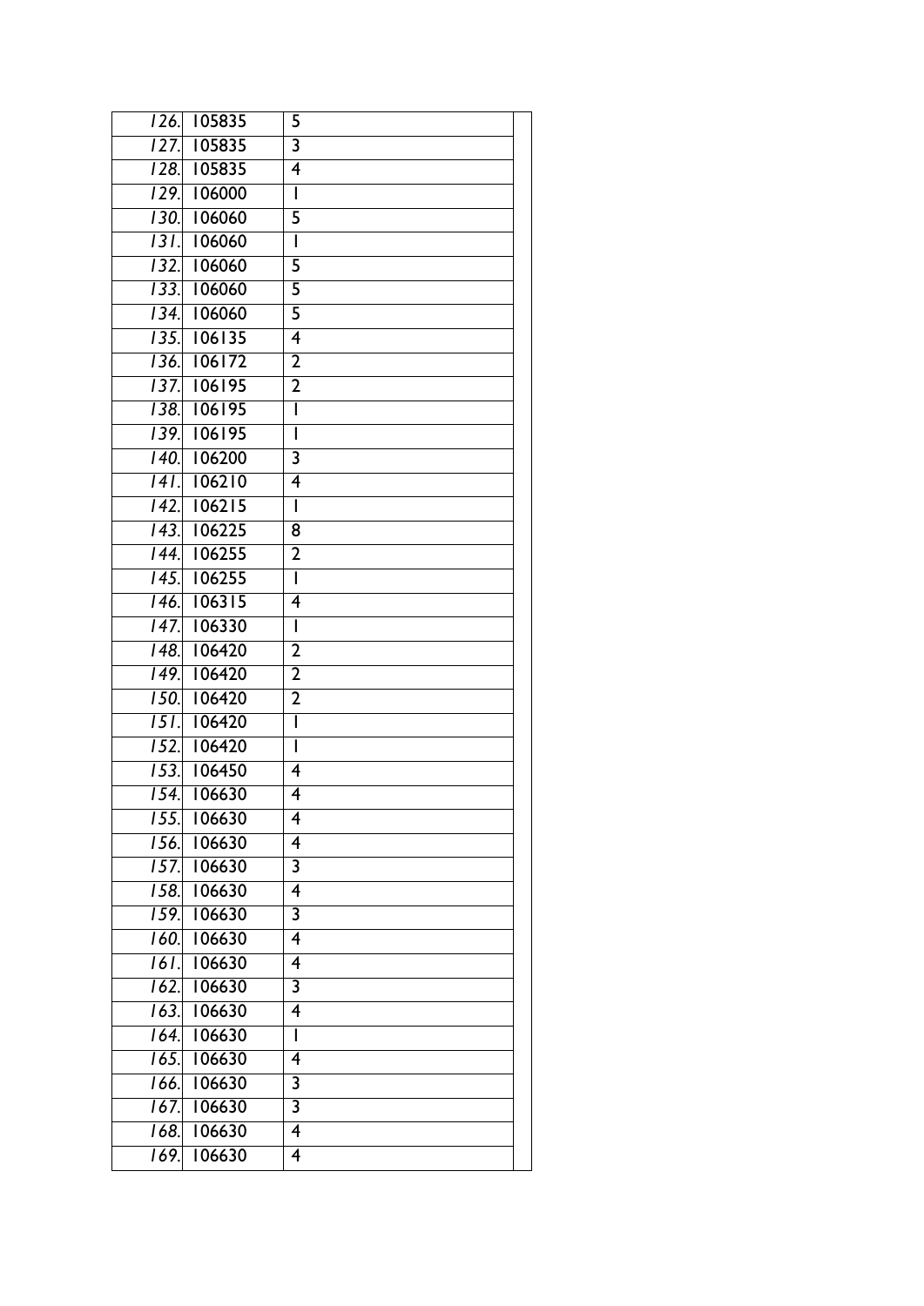|  |  |  |  |
|---|---|---|---|
| 126. | 105835 | 5 |  |
| 127. | 105835 | 3 |  |
| 128. | 105835 | 4 |  |
| 129. | 106000 | 1 |  |
| 130. | 106060 | 5 |  |
| 131. | 106060 | 1 |  |
| 132. | 106060 | 5 |  |
| 133. | 106060 | 5 |  |
| 134. | 106060 | 5 |  |
| 135. | 106135 | 4 |  |
| 136. | 106172 | 2 |  |
| 137. | 106195 | 2 |  |
| 138. | 106195 | 1 |  |
| 139. | 106195 | 1 |  |
| 140. | 106200 | 3 |  |
| 141. | 106210 | 4 |  |
| 142. | 106215 | 1 |  |
| 143. | 106225 | 8 |  |
| 144. | 106255 | 2 |  |
| 145. | 106255 | 1 |  |
| 146. | 106315 | 4 |  |
| 147. | 106330 | 1 |  |
| 148. | 106420 | 2 |  |
| 149. | 106420 | 2 |  |
| 150. | 106420 | 2 |  |
| 151. | 106420 | 1 |  |
| 152. | 106420 | 1 |  |
| 153. | 106450 | 4 |  |
| 154. | 106630 | 4 |  |
| 155. | 106630 | 4 |  |
| 156. | 106630 | 4 |  |
| 157. | 106630 | 3 |  |
| 158. | 106630 | 4 |  |
| 159. | 106630 | 3 |  |
| 160. | 106630 | 4 |  |
| 161. | 106630 | 4 |  |
| 162. | 106630 | 3 |  |
| 163. | 106630 | 4 |  |
| 164. | 106630 | 1 |  |
| 165. | 106630 | 4 |  |
| 166. | 106630 | 3 |  |
| 167. | 106630 | 3 |  |
| 168. | 106630 | 4 |  |
| 169. | 106630 | 4 |  |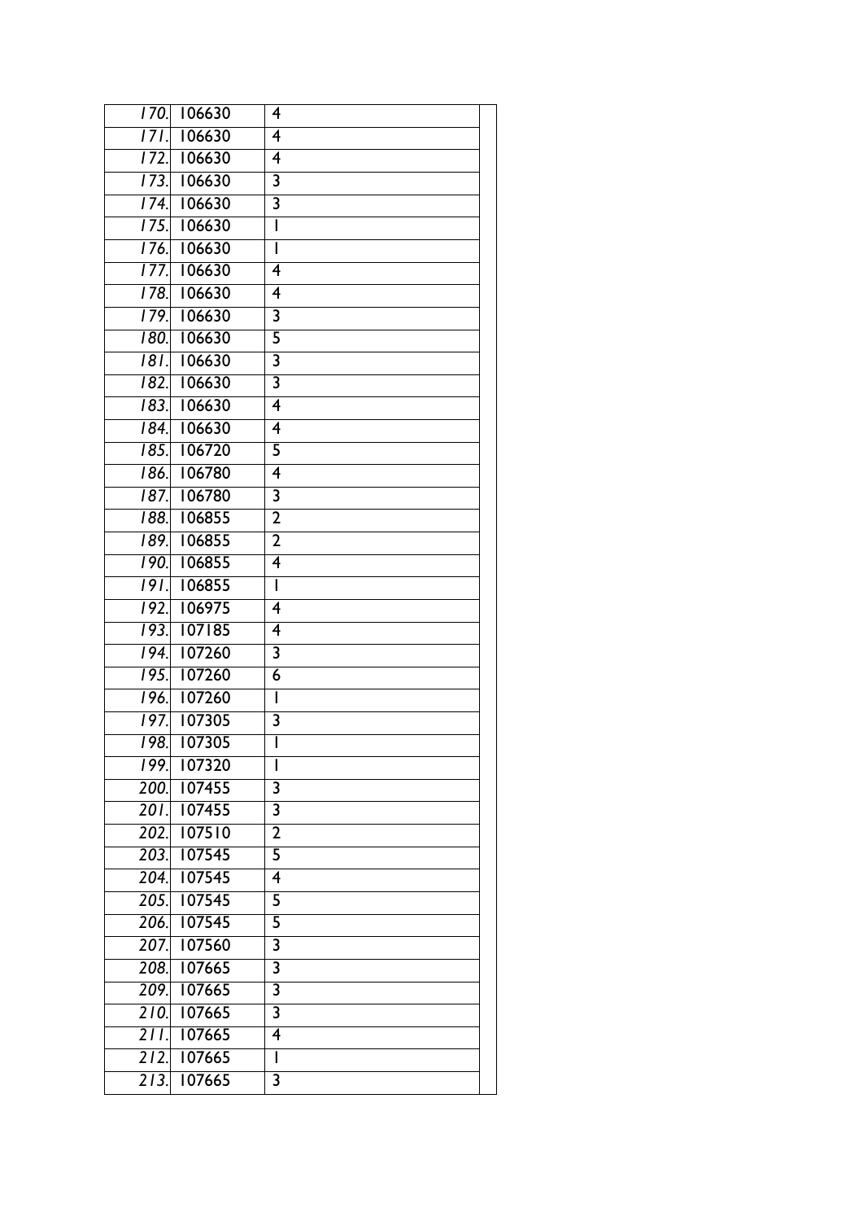| | | | |
|---|---|---|---|
| 170. | 106630 | 4 | |
| 171. | 106630 | 4 | |
| 172. | 106630 | 4 | |
| 173. | 106630 | 3 | |
| 174. | 106630 | 3 | |
| 175. | 106630 | 1 | |
| 176. | 106630 | 1 | |
| 177. | 106630 | 4 | |
| 178. | 106630 | 4 | |
| 179. | 106630 | 3 | |
| 180. | 106630 | 5 | |
| 181. | 106630 | 3 | |
| 182. | 106630 | 3 | |
| 183. | 106630 | 4 | |
| 184. | 106630 | 4 | |
| 185. | 106720 | 5 | |
| 186. | 106780 | 4 | |
| 187. | 106780 | 3 | |
| 188. | 106855 | 2 | |
| 189. | 106855 | 2 | |
| 190. | 106855 | 4 | |
| 191. | 106855 | 1 | |
| 192. | 106975 | 4 | |
| 193. | 107185 | 4 | |
| 194. | 107260 | 3 | |
| 195. | 107260 | 6 | |
| 196. | 107260 | 1 | |
| 197. | 107305 | 3 | |
| 198. | 107305 | 1 | |
| 199. | 107320 | 1 | |
| 200. | 107455 | 3 | |
| 201. | 107455 | 3 | |
| 202. | 107510 | 2 | |
| 203. | 107545 | 5 | |
| 204. | 107545 | 4 | |
| 205. | 107545 | 5 | |
| 206. | 107545 | 5 | |
| 207. | 107560 | 3 | |
| 208. | 107665 | 3 | |
| 209. | 107665 | 3 | |
| 210. | 107665 | 3 | |
| 211. | 107665 | 4 | |
| 212. | 107665 | 1 | |
| 213. | 107665 | 3 | |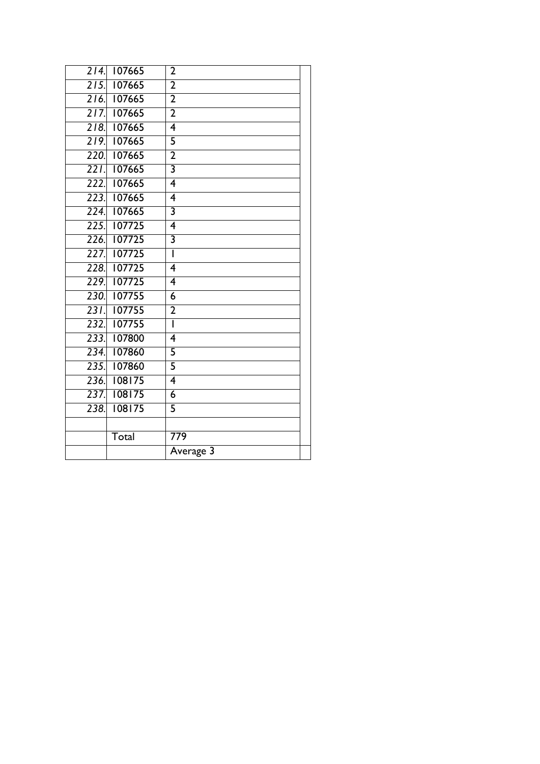| | | | |
|---|---|---|---|
| 214. | 107665 | 2 | |
| 215. | 107665 | 2 | |
| 216. | 107665 | 2 | |
| 217. | 107665 | 2 | |
| 218. | 107665 | 4 | |
| 219. | 107665 | 5 | |
| 220. | 107665 | 2 | |
| 221. | 107665 | 3 | |
| 222. | 107665 | 4 | |
| 223. | 107665 | 4 | |
| 224. | 107665 | 3 | |
| 225. | 107725 | 4 | |
| 226. | 107725 | 3 | |
| 227. | 107725 | 1 | |
| 228. | 107725 | 4 | |
| 229. | 107725 | 4 | |
| 230. | 107755 | 6 | |
| 231. | 107755 | 2 | |
| 232. | 107755 | 1 | |
| 233. | 107800 | 4 | |
| 234. | 107860 | 5 | |
| 235. | 107860 | 5 | |
| 236. | 108175 | 4 | |
| 237. | 108175 | 6 | |
| 238. | 108175 | 5 | |
| | | | |
| | Total | 779 | |
| | | Average 3 | |